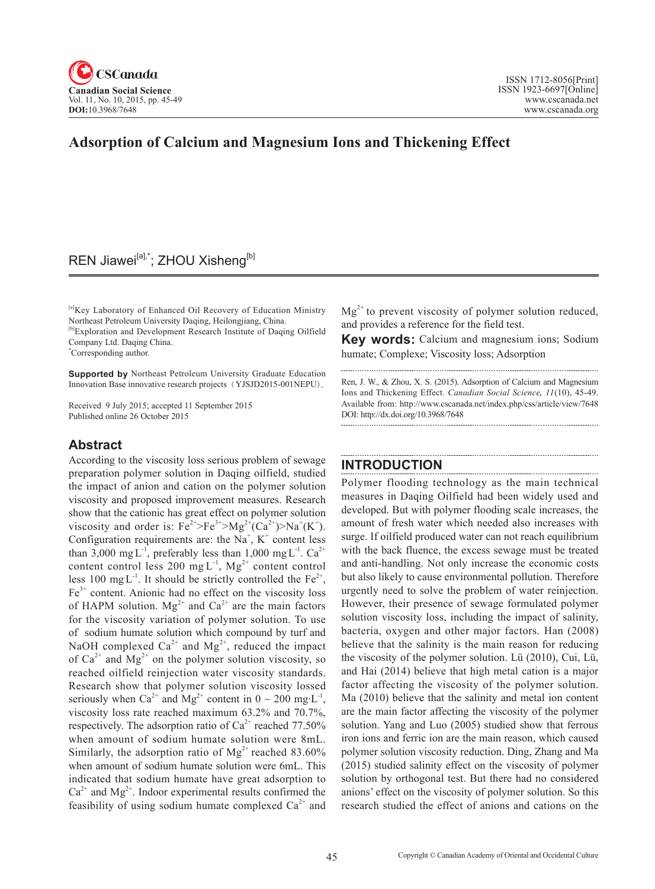# Adsorption of Calcium and Magnesium Ions and Thickening Effect

REN Jiawei[a],*; ZHOU Xisheng[b]

[a]Key Laboratory of Enhanced Oil Recovery of Education Ministry Northeast Petroleum University Daqing, Heilongjiang, China.
[b]Exploration and Development Research Institute of Daqing Oilfield Company Ltd. Daqing China.
*Corresponding author.

**Supported by** Northeast Petroleum University Graduate Education Innovation Base innovative research projects（YJSJD2015-001NEPU）.

Received 9 July 2015; accepted 11 September 2015
Published online 26 October 2015

## Abstract

According to the viscosity loss serious problem of sewage preparation polymer solution in Daqing oilfield, studied the impact of anion and cation on the polymer solution viscosity and proposed improvement measures. Research show that the cationic has great effect on polymer solution viscosity and order is: $Fe^{2+}$>$Fe^{3+}$>$Mg^{2+}$($Ca^{2+}$)>$Na^{+}$($K^{+}$). Configuration requirements are: the $Na^{+}$, $K^{+}$ content less than 3,000 $mg·L^{-1}$, preferably less than 1,000 $mg·L^{-1}$. $Ca^{2+}$ content control less 200 $mg·L^{-1}$, $Mg^{2+}$ content control less 100 $mg·L^{-1}$. It should be strictly controlled the $Fe^{2+}$, $Fe^{3+}$ content. Anionic had no effect on the viscosity loss of HAPM solution. $Mg^{2+}$ and $Ca^{2+}$ are the main factors for the viscosity variation of polymer solution. To use of sodium humate solution which compound by turf and NaOH complexed $Ca^{2+}$ and $Mg^{2+}$, reduced the impact of $Ca^{2+}$ and $Mg^{2+}$ on the polymer solution viscosity, so reached oilfield reinjection water viscosity standards. Research show that polymer solution viscosity lossed seriously when $Ca^{2+}$ and $Mg^{2+}$ content in 0 ~ 200 $mg·L^{-1}$, viscosity loss rate reached maximum 63.2% and 70.7%, respectively. The adsorption ratio of $Ca^{2+}$ reached 77.50% when amount of sodium humate solution were 8mL. Similarly, the adsorption ratio of $Mg^{2+}$ reached 83.60% when amount of sodium humate solution were 6mL. This indicated that sodium humate have great adsorption to $Ca^{2+}$ and $Mg^{2+}$. Indoor experimental results confirmed the feasibility of using sodium humate complexed $Ca^{2+}$ and $Mg^{2+}$ to prevent viscosity of polymer solution reduced, and provides a reference for the field test.

**Key words:** Calcium and magnesium ions; Sodium humate; Complexe; Viscosity loss; Adsorption

Ren, J. W., & Zhou, X. S. (2015). Adsorption of Calcium and Magnesium Ions and Thickening Effect. *Canadian Social Science, 11*(10), 45-49. Available from: http://www.cscanada.net/index.php/css/article/view/7648 DOI: http://dx.doi.org/10.3968/7648

## INTRODUCTION

Polymer flooding technology as the main technical measures in Daqing Oilfield had been widely used and developed. But with polymer flooding scale increases, the amount of fresh water which needed also increases with surge. If oilfield produced water can not reach equilibrium with the back fluence, the excess sewage must be treated and anti-handling. Not only increase the economic costs but also likely to cause environmental pollution. Therefore urgently need to solve the problem of water reinjection. However, their presence of sewage formulated polymer solution viscosity loss, including the impact of salinity, bacteria, oxygen and other major factors. Han (2008) believe that the salinity is the main reason for reducing the viscosity of the polymer solution. Lü (2010), Cui, Lü, and Hai (2014) believe that high metal cation is a major factor affecting the viscosity of the polymer solution. Ma (2010) believe that the salinity and metal ion content are the main factor affecting the viscosity of the polymer solution. Yang and Luo (2005) studied show that ferrous iron ions and ferric ion are the main reason, which caused polymer solution viscosity reduction. Ding, Zhang and Ma (2015) studied salinity effect on the viscosity of polymer solution by orthogonal test. But there had no considered anions' effect on the viscosity of polymer solution. So this research studied the effect of anions and cations on the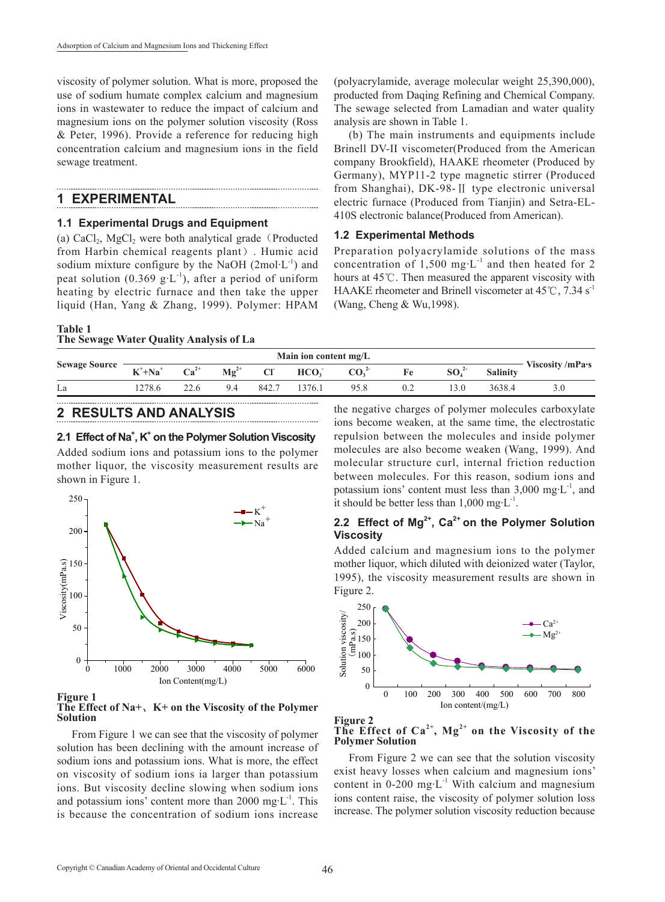viscosity of polymer solution. What is more, proposed the use of sodium humate complex calcium and magnesium ions in wastewater to reduce the impact of calcium and magnesium ions on the polymer solution viscosity (Ross & Peter, 1996). Provide a reference for reducing high concentration calcium and magnesium ions in the field sewage treatment.

# 1 EXPERIMENTAL

## 1.1 Experimental Drugs and Equipment

(a) $CaCl_2$, $MgCl_2$ were both analytical grade（Producted from Harbin chemical reagents plant）. Humic acid sodium mixture configure by the NaOH (2mol·L$^{-1}$) and peat solution (0.369 g·L$^{-1}$), after a period of uniform heating by electric furnace and then take the upper liquid (Han, Yang & Zhang, 1999). Polymer: HPAM (polyacrylamide, average molecular weight 25,390,000), producted from Daqing Refining and Chemical Company. The sewage selected from Lamadian and water quality analysis are shown in Table 1.

(b) The main instruments and equipments include Brinell DV-II viscometer(Produced from the American company Brookfield), HAAKE rheometer (Produced by Germany), MYP11-2 type magnetic stirrer (Produced from Shanghai), DK-98-Ⅱ type electronic universal electric furnace (Produced from Tianjin) and Setra-EL-410S electronic balance(Produced from American).

## 1.2 Experimental Methods

Preparation polyacrylamide solutions of the mass concentration of 1,500 mg·L$^{-1}$ and then heated for 2 hours at 45℃. Then measured the apparent viscosity with HAAKE rheometer and Brinell viscometer at 45℃, 7.34 s$^{-1}$ (Wang, Cheng & Wu,1998).

**Table 1**
**The Sewage Water Quality Analysis of La**

| Sewage Source | Main ion content mg/L | | | | | | | | | Viscosity /mPa·s |
|---|---|---|---|---|---|---|---|---|---|---|
| | $K^+$+$Na^+$ | $Ca^{2+}$ | $Mg^{2+}$ | $Cl^-$ | $HCO_3^-$ | $CO_3^{2-}$ | Fe | $SO_4^{2-}$ | Salinity | |
| La | 1278.6 | 22.6 | 9.4 | 842.7 | 1376.1 | 95.8 | 0.2 | 13.0 | 3638.4 | 3.0 |

# 2 RESULTS AND ANALYSIS

## 2.1 Effect of $Na^+$, $K^+$ on the Polymer Solution Viscosity

Added sodium ions and potassium ions to the polymer mother liquor, the viscosity measurement results are shown in Figure 1.

**Figure 1**
**The Effect of Na+、K+ on the Viscosity of the Polymer Solution**

From Figure 1 we can see that the viscosity of polymer solution has been declining with the amount increase of sodium ions and potassium ions. What is more, the effect on viscosity of sodium ions ia larger than potassium ions. But viscosity decline slowing when sodium ions and potassium ions' content more than 2000 mg·L$^{-1}$. This is because the concentration of sodium ions increase the negative charges of polymer molecules carboxylate ions become weaken, at the same time, the electrostatic repulsion between the molecules and inside polymer molecules are also become weaken (Wang, 1999). And molecular structure curl, internal friction reduction between molecules. For this reason, sodium ions and potassium ions' content must less than 3,000 mg·L$^{-1}$, and it should be better less than 1,000 mg·L$^{-1}$.

## 2.2 Effect of $Mg^{2+}$, $Ca^{2+}$ on the Polymer Solution Viscosity

Added calcium and magnesium ions to the polymer mother liquor, which diluted with deionized water (Taylor, 1995), the viscosity measurement results are shown in Figure 2.

**Figure 2**
**The Effect of $Ca^{2+}$, $Mg^{2+}$ on the Viscosity of the Polymer Solution**

From Figure 2 we can see that the solution viscosity exist heavy losses when calcium and magnesium ions' content in 0-200 mg·L$^{-1}$ With calcium and magnesium ions content raise, the viscosity of polymer solution loss increase. The polymer solution viscosity reduction because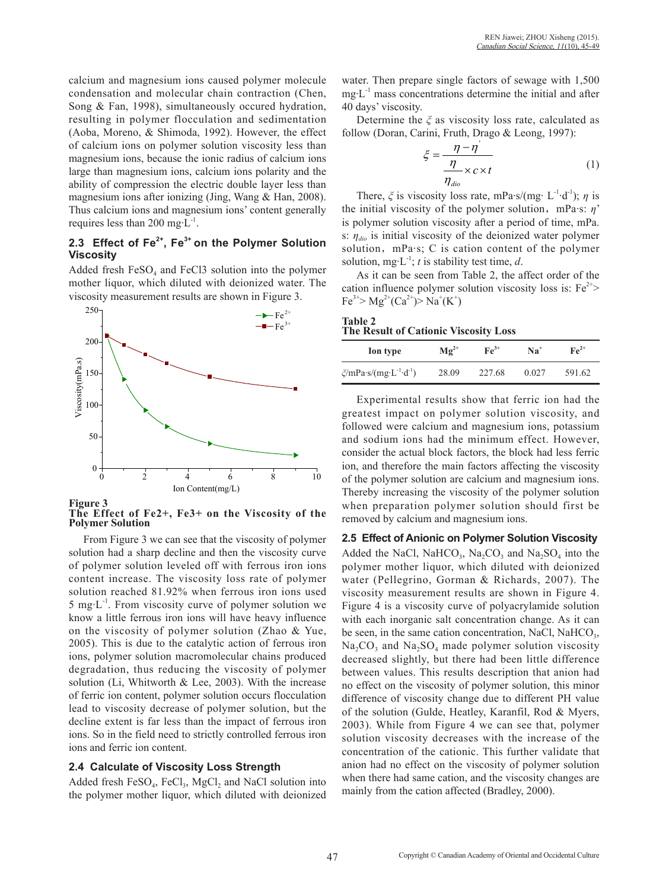calcium and magnesium ions caused polymer molecule condensation and molecular chain contraction (Chen, Song & Fan, 1998), simultaneously occured hydration, resulting in polymer flocculation and sedimentation (Aoba, Moreno, & Shimoda, 1992). However, the effect of calcium ions on polymer solution viscosity less than magnesium ions, because the ionic radius of calcium ions large than magnesium ions, calcium ions polarity and the ability of compression the electric double layer less than magnesium ions after ionizing (Jing, Wang & Han, 2008). Thus calcium ions and magnesium ions' content generally requires less than 200 mg·L$^{-1}$.

### 2.3 Effect of $Fe^{2+}$, $Fe^{3+}$ on the Polymer Solution Viscosity

Added fresh $FeSO_4$ and FeCl3 solution into the polymer mother liquor, which diluted with deionized water. The viscosity measurement results are shown in Figure 3.

**Figure 3**
**The Effect of Fe2+, Fe3+ on the Viscosity of the Polymer Solution**

From Figure 3 we can see that the viscosity of polymer solution had a sharp decline and then the viscosity curve of polymer solution leveled off with ferrous iron ions content increase. The viscosity loss rate of polymer solution reached 81.92% when ferrous iron ions used 5 mg·L$^{-1}$. From viscosity curve of polymer solution we know a little ferrous iron ions will have heavy influence on the viscosity of polymer solution (Zhao & Yue, 2005). This is due to the catalytic action of ferrous iron ions, polymer solution macromolecular chains produced degradation, thus reducing the viscosity of polymer solution (Li, Whitworth & Lee, 2003). With the increase of ferric ion content, polymer solution occurs flocculation lead to viscosity decrease of polymer solution, but the decline extent is far less than the impact of ferrous iron ions. So in the field need to strictly controlled ferrous iron ions and ferric ion content.

### 2.4 Calculate of Viscosity Loss Strength

Added fresh $FeSO_4$, $FeCl_3$, $MgCl_2$ and NaCl solution into the polymer mother liquor, which diluted with deionized water. Then prepare single factors of sewage with 1,500 mg·L$^{-1}$ mass concentrations determine the initial and after 40 days' viscosity.

Determine the $\xi$ as viscosity loss rate, calculated as follow (Doran, Carini, Fruth, Drago & Leong, 1997):

$$\xi = \frac{\eta - \eta'}{\dfrac{\eta}{\eta_{dio}} \times c \times t} \tag{1}$$

There, $\xi$ is viscosity loss rate, mPa·s/(mg· L$^{-1}$·d$^{-1}$); $\eta$ is the initial viscosity of the polymer solution, mPa·s: $\eta'$ is polymer solution viscosity after a period of time, mPa. s: $\eta_{dio}$ is initial viscosity of the deionized water polymer solution, mPa·s; C is cation content of the polymer solution, mg·L$^{-1}$; $t$ is stability test time, $d$.

As it can be seen from Table 2, the affect order of the cation influence polymer solution viscosity loss is: $Fe^{2+}$> $Fe^{3+}$> $Mg^{2+}$($Ca^{2+}$)> $Na^{+}$($K^{+}$)

**Table 2**
**The Result of Cationic Viscosity Loss**

| Ion type | $Mg^{2+}$ | $Fe^{3+}$ | $Na^{+}$ | $Fe^{2+}$ |
|---|---|---|---|---|
| $\xi$/mPa·s/(mg·L$^{-1}$·d$^{-1}$) | 28.09 | 227.68 | 0.027 | 591.62 |

Experimental results show that ferric ion had the greatest impact on polymer solution viscosity, and followed were calcium and magnesium ions, potassium and sodium ions had the minimum effect. However, consider the actual block factors, the block had less ferric ion, and therefore the main factors affecting the viscosity of the polymer solution are calcium and magnesium ions. Thereby increasing the viscosity of the polymer solution when preparation polymer solution should first be removed by calcium and magnesium ions.

### 2.5 Effect of Anionic on Polymer Solution Viscosity

Added the NaCl, $NaHCO_3$, $Na_2CO_3$ and $Na_2SO_4$ into the polymer mother liquor, which diluted with deionized water (Pellegrino, Gorman & Richards, 2007). The viscosity measurement results are shown in Figure 4. Figure 4 is a viscosity curve of polyacrylamide solution with each inorganic salt concentration change. As it can be seen, in the same cation concentration, NaCl, $NaHCO_3$, $Na_2CO_3$ and $Na_2SO_4$ made polymer solution viscosity decreased slightly, but there had been little difference between values. This results description that anion had no effect on the viscosity of polymer solution, this minor difference of viscosity change due to different PH value of the solution (Gulde, Heatley, Karanfil, Rod & Myers, 2003). While from Figure 4 we can see that, polymer solution viscosity decreases with the increase of the concentration of the cationic. This further validate that anion had no effect on the viscosity of polymer solution when there had same cation, and the viscosity changes are mainly from the cation affected (Bradley, 2000).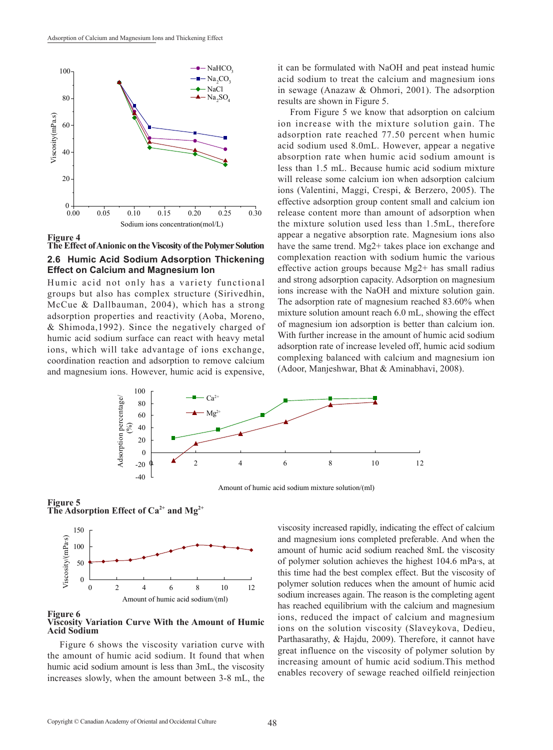**Figure 4**
**The Effect of Anionic on the Viscosity of the Polymer Solution**

### 2.6 Humic Acid Sodium Adsorption Thickening Effect on Calcium and Magnesium Ion

Humic acid not only has a variety functional groups but also has complex structure (Sirivedhin, McCue & Dallbauman, 2004), which has a strong adsorption properties and reactivity (Aoba, Moreno, & Shimoda,1992). Since the negatively charged of humic acid sodium surface can react with heavy metal ions, which will take advantage of ions exchange, coordination reaction and adsorption to remove calcium and magnesium ions. However, humic acid is expensive, it can be formulated with NaOH and peat instead humic acid sodium to treat the calcium and magnesium ions in sewage (Anazaw & Ohmori, 2001). The adsorption results are shown in Figure 5.

From Figure 5 we know that adsorption on calcium ion increase with the mixture solution gain. The adsorption rate reached 77.50 percent when humic acid sodium used 8.0mL. However, appear a negative absorption rate when humic acid sodium amount is less than 1.5 mL. Because humic acid sodium mixture will release some calcium ion when adsorption calcium ions (Valentini, Maggi, Crespi, & Berzero, 2005). The effective adsorption group content small and calcium ion release content more than amount of adsorption when the mixture solution used less than 1.5mL, therefore appear a negative absorption rate. Magnesium ions also have the same trend. $Mg^{2+}$ takes place ion exchange and complexation reaction with sodium humic the various effective action groups because $Mg^{2+}$ has small radius and strong adsorption capacity. Adsorption on magnesium ions increase with the NaOH and mixture solution gain. The adsorption rate of magnesium reached 83.60% when mixture solution amount reach 6.0 mL, showing the effect of magnesium ion adsorption is better than calcium ion. With further increase in the amount of humic acid sodium adsorption rate of increase leveled off, humic acid sodium complexing balanced with calcium and magnesium ion (Adoor, Manjeshwar, Bhat & Aminabhavi, 2008).

**Figure 5**
**The Adsorption Effect of $Ca^{2+}$ and $Mg^{2+}$**

**Figure 6**
**Viscosity Variation Curve With the Amount of Humic Acid Sodium**

Figure 6 shows the viscosity variation curve with the amount of humic acid sodium. It found that when humic acid sodium amount is less than 3mL, the viscosity increases slowly, when the amount between 3-8 mL, the viscosity increased rapidly, indicating the effect of calcium and magnesium ions completed preferable. And when the amount of humic acid sodium reached 8mL the viscosity of polymer solution achieves the highest 104.6 mPa·s, at this time had the best complex effect. But the viscosity of polymer solution reduces when the amount of humic acid sodium increases again. The reason is the completing agent has reached equilibrium with the calcium and magnesium ions, reduced the impact of calcium and magnesium ions on the solution viscosity (Slaveykova, Dedieu, Parthasarathy, & Hajdu, 2009). Therefore, it cannot have great influence on the viscosity of polymer solution by increasing amount of humic acid sodium.This method enables recovery of sewage reached oilfield reinjection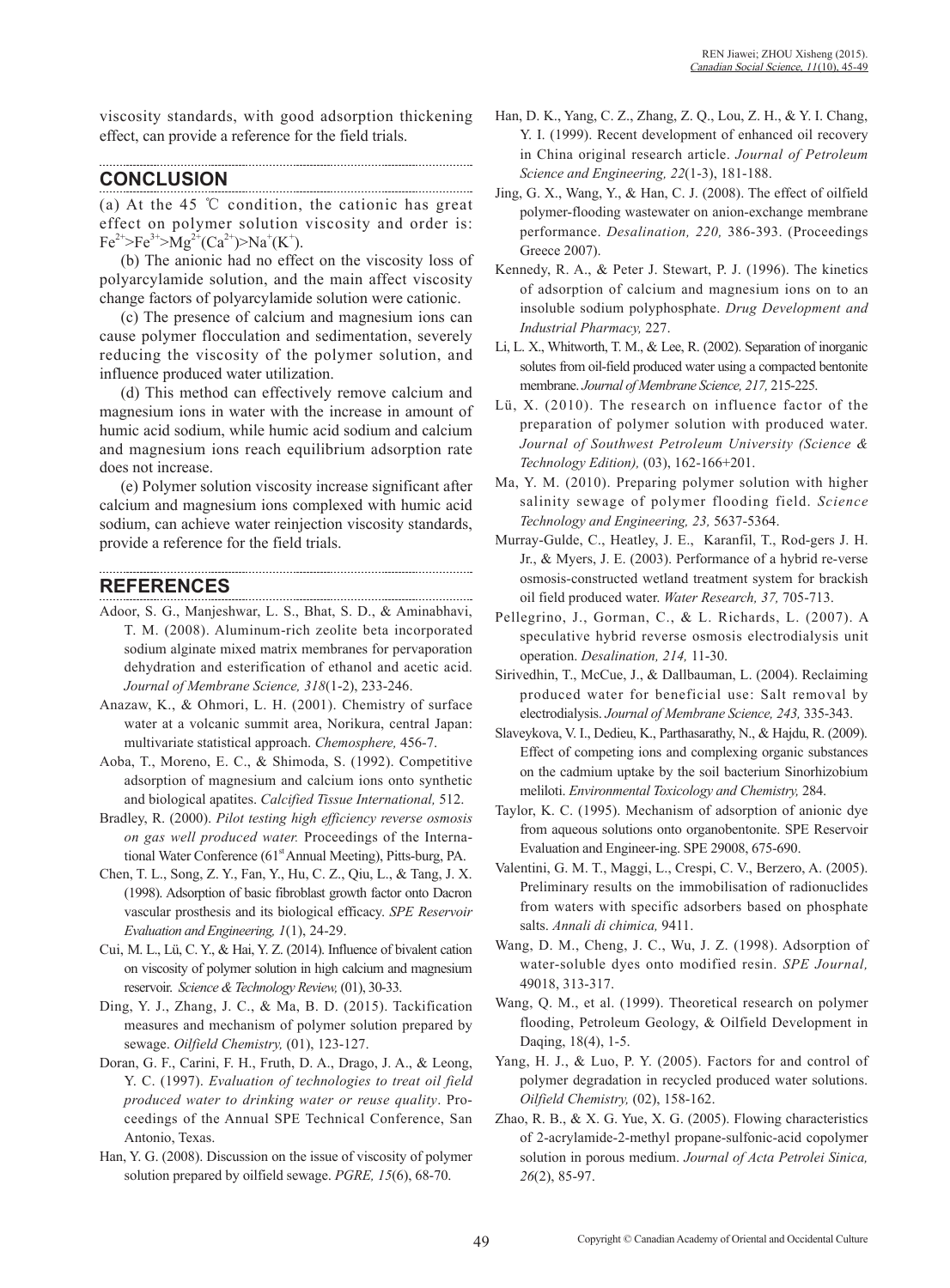viscosity standards, with good adsorption thickening effect, can provide a reference for the field trials.

## CONCLUSION

(a) At the 45 ℃ condition, the cationic has great effect on polymer solution viscosity and order is: $Fe^{2+}>Fe^{3+}>Mg^{2+}(Ca^{2+})>Na^{+}(K^{+})$.

(b) The anionic had no effect on the viscosity loss of polyarcylamide solution, and the main affect viscosity change factors of polyarcylamide solution were cationic.

(c) The presence of calcium and magnesium ions can cause polymer flocculation and sedimentation, severely reducing the viscosity of the polymer solution, and influence produced water utilization.

(d) This method can effectively remove calcium and magnesium ions in water with the increase in amount of humic acid sodium, while humic acid sodium and calcium and magnesium ions reach equilibrium adsorption rate does not increase.

(e) Polymer solution viscosity increase significant after calcium and magnesium ions complexed with humic acid sodium, can achieve water reinjection viscosity standards, provide a reference for the field trials.

## REFERENCES

Adoor, S. G., Manjeshwar, L. S., Bhat, S. D., & Aminabhavi, T. M. (2008). Aluminum-rich zeolite beta incorporated sodium alginate mixed matrix membranes for pervaporation dehydration and esterification of ethanol and acetic acid. *Journal of Membrane Science, 318*(1-2), 233-246.

Anazaw, K., & Ohmori, L. H. (2001). Chemistry of surface water at a volcanic summit area, Norikura, central Japan: multivariate statistical approach. *Chemosphere,* 456-7.

Aoba, T., Moreno, E. C., & Shimoda, S. (1992). Competitive adsorption of magnesium and calcium ions onto synthetic and biological apatites. *Calcified Tissue International,* 512.

Bradley, R. (2000). *Pilot testing high efficiency reverse osmosis on gas well produced water.* Proceedings of the International Water Conference (61st Annual Meeting), Pitts-burg, PA.

Chen, T. L., Song, Z. Y., Fan, Y., Hu, C. Z., Qiu, L., & Tang, J. X. (1998). Adsorption of basic fibroblast growth factor onto Dacron vascular prosthesis and its biological efficacy. *SPE Reservoir Evaluation and Engineering, 1*(1), 24-29.

Cui, M. L., Lü, C. Y., & Hai, Y. Z. (2014). Influence of bivalent cation on viscosity of polymer solution in high calcium and magnesium reservoir. *Science & Technology Review,* (01), 30-33.

Ding, Y. J., Zhang, J. C., & Ma, B. D. (2015). Tackification measures and mechanism of polymer solution prepared by sewage. *Oilfield Chemistry,* (01), 123-127.

Doran, G. F., Carini, F. H., Fruth, D. A., Drago, J. A., & Leong, Y. C. (1997). *Evaluation of technologies to treat oil field produced water to drinking water or reuse quality*. Proceedings of the Annual SPE Technical Conference, San Antonio, Texas.

Han, Y. G. (2008). Discussion on the issue of viscosity of polymer solution prepared by oilfield sewage. *PGRE, 15*(6), 68-70.

Han, D. K., Yang, C. Z., Zhang, Z. Q., Lou, Z. H., & Y. I. Chang, Y. I. (1999). Recent development of enhanced oil recovery in China original research article. *Journal of Petroleum Science and Engineering, 22*(1-3), 181-188.

Jing, G. X., Wang, Y., & Han, C. J. (2008). The effect of oilfield polymer-flooding wastewater on anion-exchange membrane performance. *Desalination, 220,* 386-393. (Proceedings Greece 2007).

Kennedy, R. A., & Peter J. Stewart, P. J. (1996). The kinetics of adsorption of calcium and magnesium ions on to an insoluble sodium polyphosphate. *Drug Development and Industrial Pharmacy,* 227.

Li, L. X., Whitworth, T. M., & Lee, R. (2002). Separation of inorganic solutes from oil-field produced water using a compacted bentonite membrane. *Journal of Membrane Science, 217,* 215-225.

Lü, X. (2010). The research on influence factor of the preparation of polymer solution with produced water. *Journal of Southwest Petroleum University (Science & Technology Edition),* (03), 162-166+201.

Ma, Y. M. (2010). Preparing polymer solution with higher salinity sewage of polymer flooding field. *Science Technology and Engineering, 23,* 5637-5364.

Murray-Gulde, C., Heatley, J. E., Karanfil, T., Rod-gers J. H. Jr., & Myers, J. E. (2003). Performance of a hybrid re-verse osmosis-constructed wetland treatment system for brackish oil field produced water. *Water Research, 37,* 705-713.

Pellegrino, J., Gorman, C., & L. Richards, L. (2007). A speculative hybrid reverse osmosis electrodialysis unit operation. *Desalination, 214,* 11-30.

Sirivedhin, T., McCue, J., & Dallbauman, L. (2004). Reclaiming produced water for beneficial use: Salt removal by electrodialysis. *Journal of Membrane Science, 243,* 335-343.

Slaveykova, V. I., Dedieu, K., Parthasarathy, N., & Hajdu, R. (2009). Effect of competing ions and complexing organic substances on the cadmium uptake by the soil bacterium Sinorhizobium meliloti. *Environmental Toxicology and Chemistry,* 284.

Taylor, K. C. (1995). Mechanism of adsorption of anionic dye from aqueous solutions onto organobentonite. SPE Reservoir Evaluation and Engineer-ing. SPE 29008, 675-690.

Valentini, G. M. T., Maggi, L., Crespi, C. V., Berzero, A. (2005). Preliminary results on the immobilisation of radionuclides from waters with specific adsorbers based on phosphate salts. *Annali di chimica,* 9411.

Wang, D. M., Cheng, J. C., Wu, J. Z. (1998). Adsorption of water-soluble dyes onto modified resin. *SPE Journal,* 49018, 313-317.

Wang, Q. M., et al. (1999). Theoretical research on polymer flooding, Petroleum Geology, & Oilfield Development in Daqing, 18(4), 1-5.

Yang, H. J., & Luo, P. Y. (2005). Factors for and control of polymer degradation in recycled produced water solutions. *Oilfield Chemistry,* (02), 158-162.

Zhao, R. B., & X. G. Yue, X. G. (2005). Flowing characteristics of 2-acrylamide-2-methyl propane-sulfonic-acid copolymer solution in porous medium. *Journal of Acta Petrolei Sinica, 26*(2), 85-97.